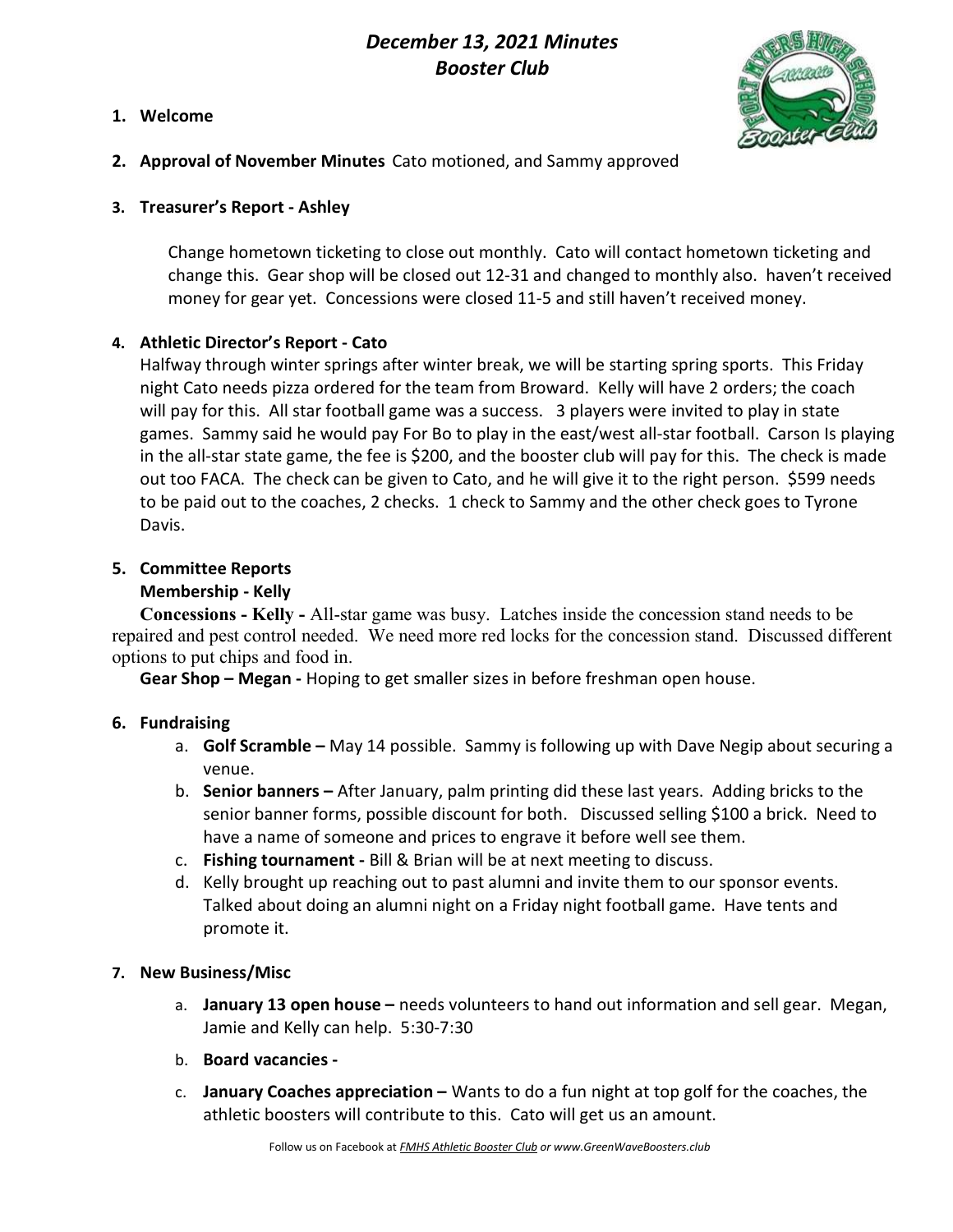# *December 13, 2021 Minutes*
# *Booster Club*

1. **Welcome**

2. **Approval of November Minutes** Cato motioned, and Sammy approved

3. **Treasurer's Report - Ashley**

   Change hometown ticketing to close out monthly. Cato will contact hometown ticketing and change this. Gear shop will be closed out 12-31 and changed to monthly also. haven't received money for gear yet. Concessions were closed 11-5 and still haven't received money.

4. **Athletic Director's Report - Cato**

   Halfway through winter springs after winter break, we will be starting spring sports. This Friday night Cato needs pizza ordered for the team from Broward. Kelly will have 2 orders; the coach will pay for this. All star football game was a success. 3 players were invited to play in state games. Sammy said he would pay For Bo to play in the east/west all-star football. Carson Is playing in the all-star state game, the fee is $200, and the booster club will pay for this. The check is made out too FACA. The check can be given to Cato, and he will give it to the right person. $599 needs to be paid out to the coaches, 2 checks. 1 check to Sammy and the other check goes to Tyrone Davis.

5. **Committee Reports**

   **Membership - Kelly**

   **Concessions - Kelly -** All-star game was busy. Latches inside the concession stand needs to be repaired and pest control needed. We need more red locks for the concession stand. Discussed different options to put chips and food in.

   **Gear Shop – Megan -** Hoping to get smaller sizes in before freshman open house.

6. **Fundraising**
   a. **Golf Scramble –** May 14 possible. Sammy is following up with Dave Negip about securing a venue.
   b. **Senior banners –** After January, palm printing did these last years. Adding bricks to the senior banner forms, possible discount for both. Discussed selling $100 a brick. Need to have a name of someone and prices to engrave it before well see them.
   c. **Fishing tournament -** Bill & Brian will be at next meeting to discuss.
   d. Kelly brought up reaching out to past alumni and invite them to our sponsor events. Talked about doing an alumni night on a Friday night football game. Have tents and promote it.

7. **New Business/Misc**
   a. **January 13 open house –** needs volunteers to hand out information and sell gear. Megan, Jamie and Kelly can help. 5:30-7:30
   b. **Board vacancies -**
   c. **January Coaches appreciation –** Wants to do a fun night at top golf for the coaches, the athletic boosters will contribute to this. Cato will get us an amount.

Follow us on Facebook at *FMHS Athletic Booster Club or www.GreenWaveBoosters.club*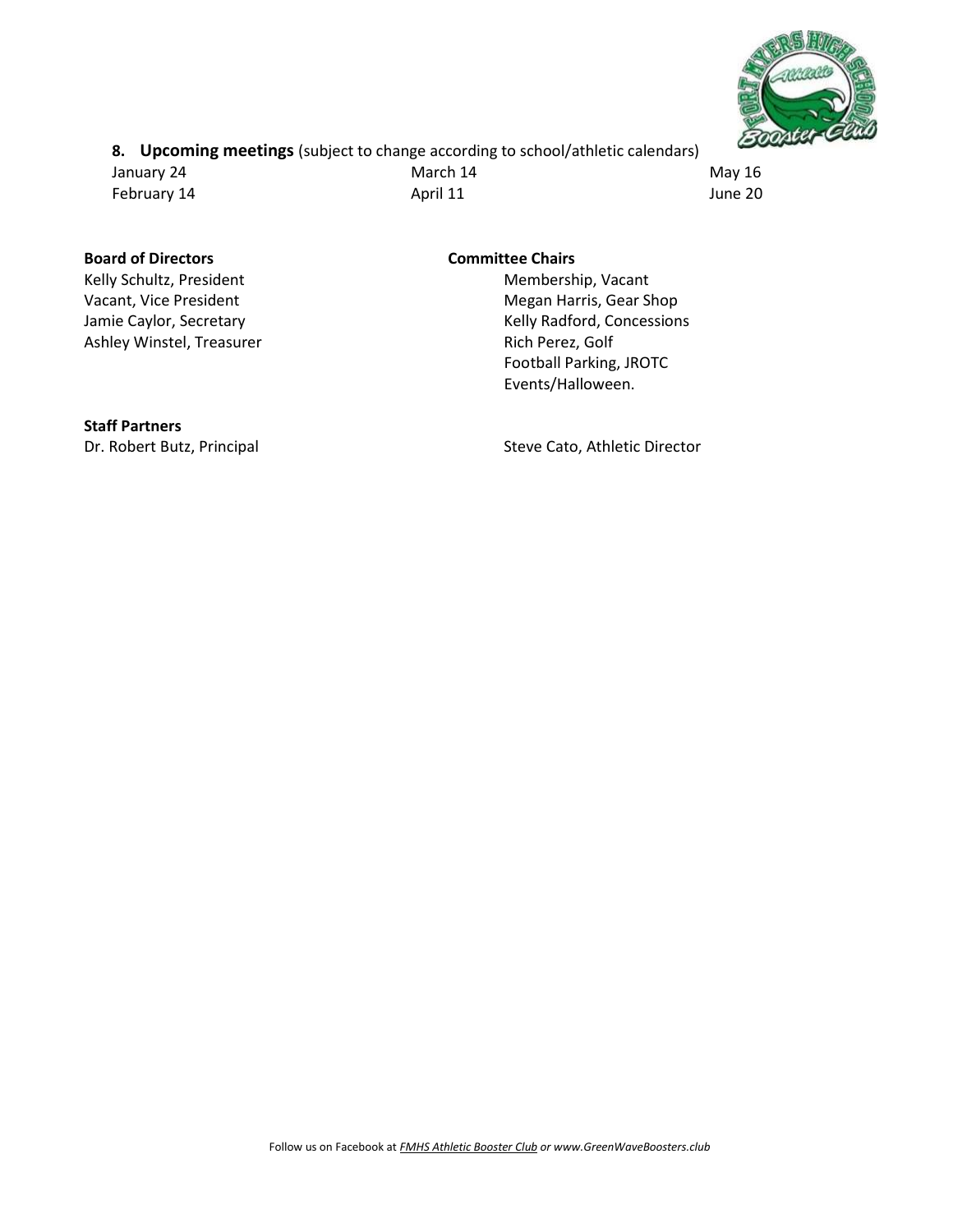**8. Upcoming meetings** (subject to change according to school/athletic calendars)

| | | |
|---|---|---|
| January 24 | March 14 | May 16 |
| February 14 | April 11 | June 20 |

**Board of Directors**

Kelly Schultz, President
Vacant, Vice President
Jamie Caylor, Secretary
Ashley Winstel, Treasurer

**Committee Chairs**

Membership, Vacant
Megan Harris, Gear Shop
Kelly Radford, Concessions
Rich Perez, Golf
Football Parking, JROTC
Events/Halloween.

**Staff Partners**

Dr. Robert Butz, Principal

Steve Cato, Athletic Director

Follow us on Facebook at _FMHS Athletic Booster Club_ *or www.GreenWaveBoosters.club*